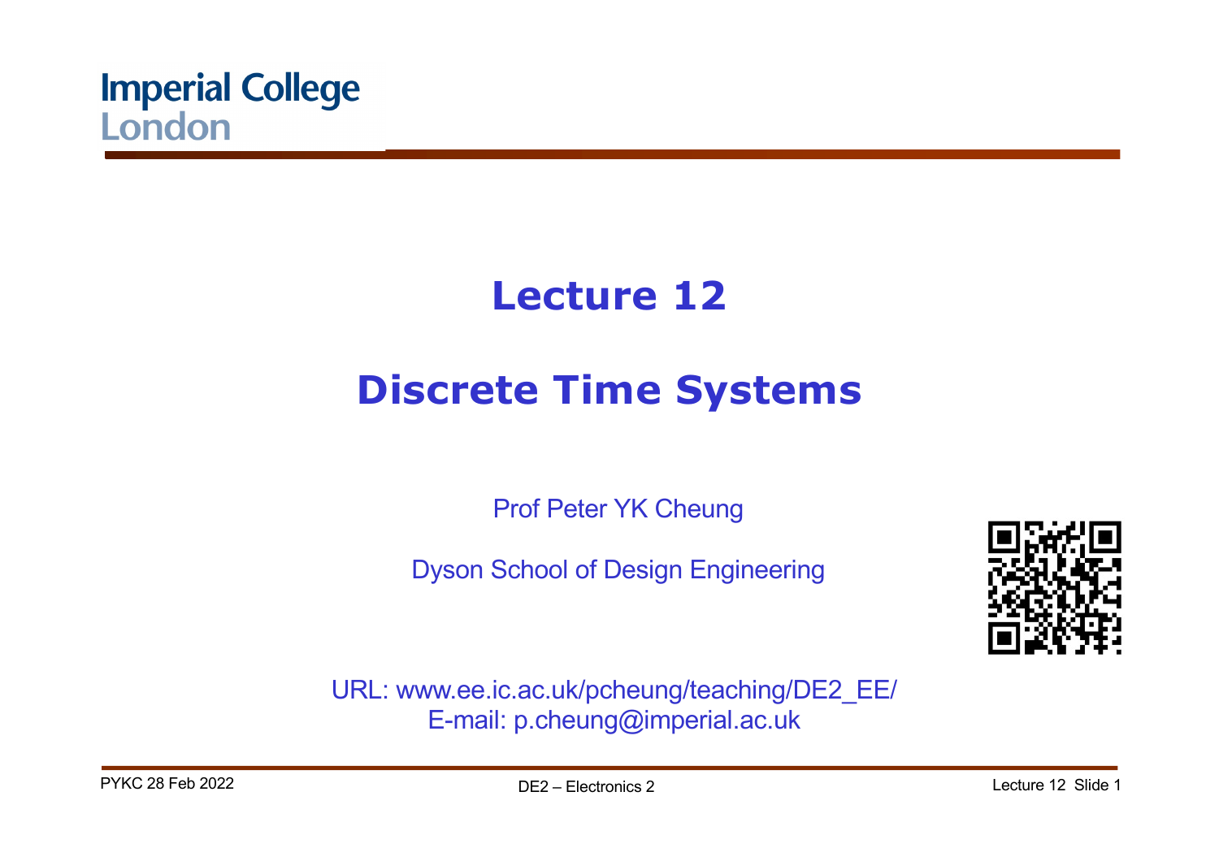Imperial College London

# Lecture 12

# Discrete Time Systems

Prof Peter YK Cheung

Dyson School of Design Engineering

URL: www.ee.ic.ac.uk/pcheung/teaching/DE2_EE/
E-mail: p.cheung@imperial.ac.uk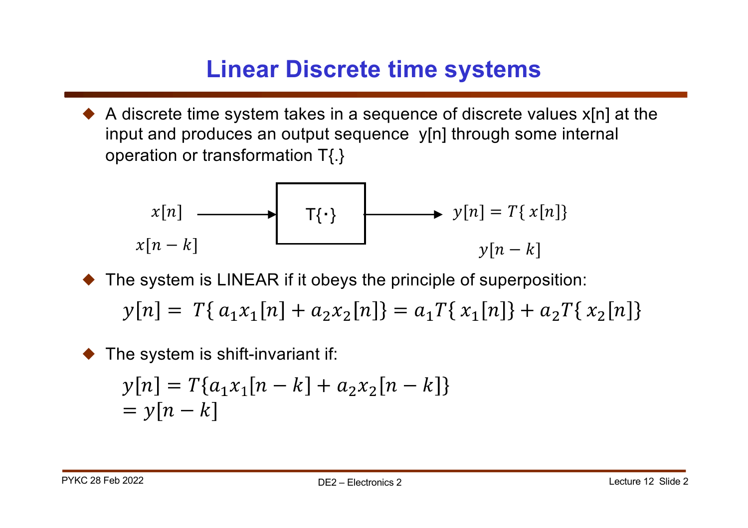# Linear Discrete time systems

- A discrete time system takes in a sequence of discrete values x[n] at the input and produces an output sequence y[n] through some internal operation or transformation T{.}

$x[n]$ → T{·} → $y[n] = T\{ x[n]\}$

$x[n-k]$ → $y[n-k]$

- The system is LINEAR if it obeys the principle of superposition:

$$y[n] = T\{ a_1 x_1[n] + a_2 x_2[n]\} = a_1 T\{ x_1[n]\} + a_2 T\{ x_2[n]\}$$

- The system is shift-invariant if:

$$y[n] = T\{a_1 x_1[n-k] + a_2 x_2[n-k]\}$$
$$= y[n-k]$$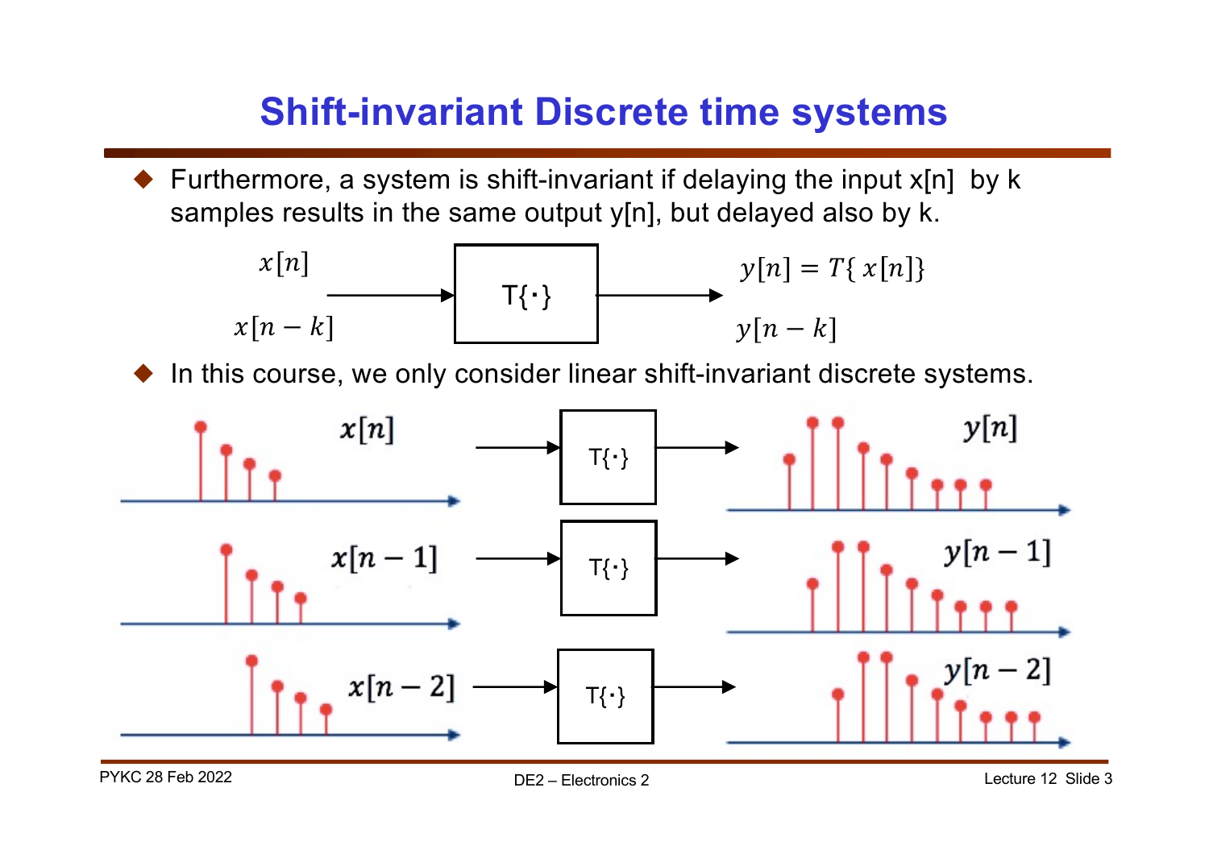# Shift-invariant Discrete time systems

- Furthermore, a system is shift-invariant if delaying the input x[n] by k samples results in the same output y[n], but delayed also by k.

$x[n]$ → T{·} → $y[n] = T\{\, x[n]\}$

$x[n-k]$ → T{·} → $y[n-k]$

- In this course, we only consider linear shift-invariant discrete systems.

$x[n]$ → T{·} → $y[n]$

$x[n-1]$ → T{·} → $y[n-1]$

$x[n-2]$ → T{·} → $y[n-2]$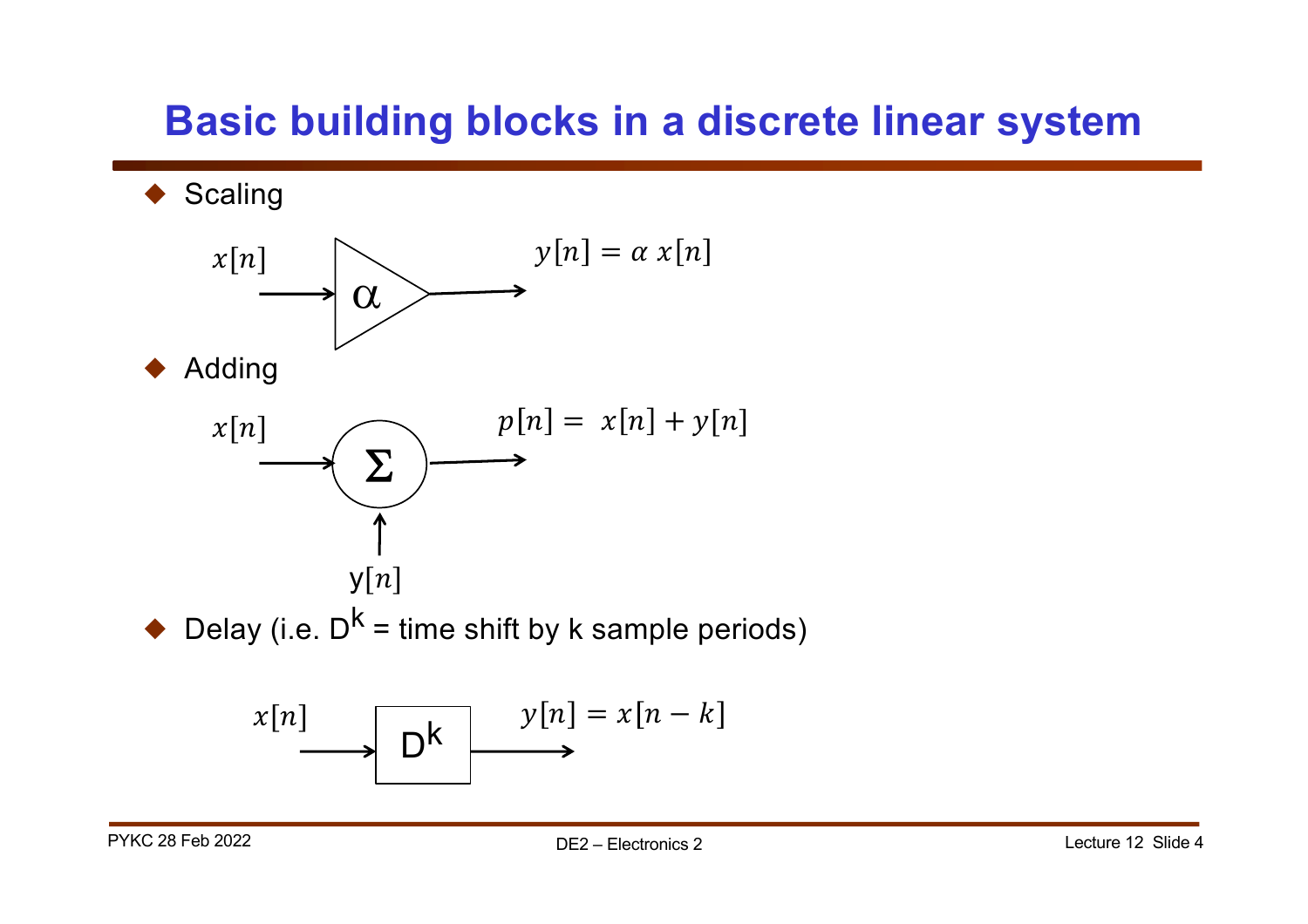# Basic building blocks in a discrete linear system

- Scaling

$x[n]$ → α → $y[n] = \alpha\, x[n]$

- Adding

$x[n]$ → Σ → $p[n] = x[n] + y[n]$

$y[n]$ ↑

- Delay (i.e. $D^k$ = time shift by k sample periods)

$x[n]$ → $D^k$ → $y[n] = x[n-k]$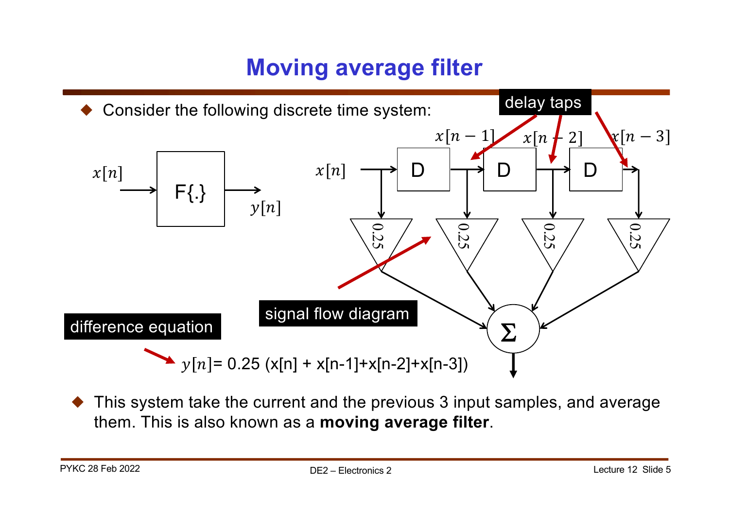# Moving average filter

- Consider the following discrete time system:

$x[n]$ → F{.} → $y[n]$

delay taps

$x[n-1]$ $x[n-2]$ $x[n-3]$

$x[n]$ → D → D → D

0.25 0.25 0.25 0.25

Σ

signal flow diagram

difference equation

$y[n]$= 0.25 (x[n] + x[n-1]+x[n-2]+x[n-3])

- This system take the current and the previous 3 input samples, and average them. This is also known as a **moving average filter**.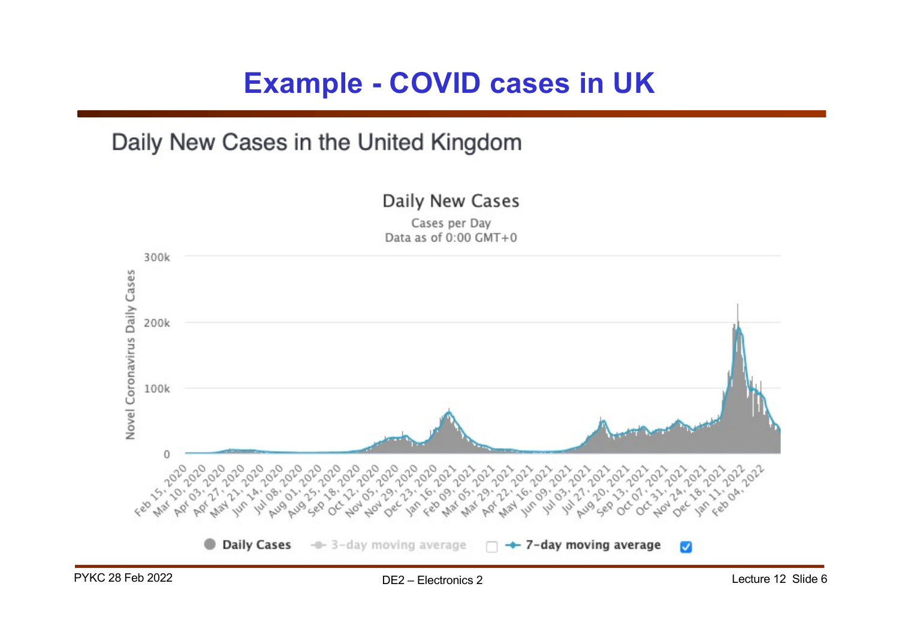# Example - COVID cases in UK

Daily New Cases in the United Kingdom

Daily New Cases

Cases per Day
Data as of 0:00 GMT+0

Novel Coronavirus Daily Cases

300k
200k
100k
0

Feb 15, 2020, Mar 10, 2020, Apr 03, 2020, Apr 27, 2020, May 21, 2020, Jun 14, 2020, Jul 08, 2020, Aug 01, 2020, Aug 25, 2020, Sep 18, 2020, Oct 12, 2020, Nov 05, 2020, Nov 29, 2020, Dec 23, 2020, Jan 16, 2021, Feb 09, 2021, Mar 05, 2021, Mar 29, 2021, Apr 22, 2021, May 16, 2021, Jun 09, 2021, Jul 03, 2021, Jul 27, 2021, Aug 20, 2021, Sep 13, 2021, Oct 07, 2021, Oct 31, 2021, Nov 24, 2021, Dec 18, 2021, Jan 11, 2022, Feb 04, 2022

Daily Cases — 3-day moving average — 7-day moving average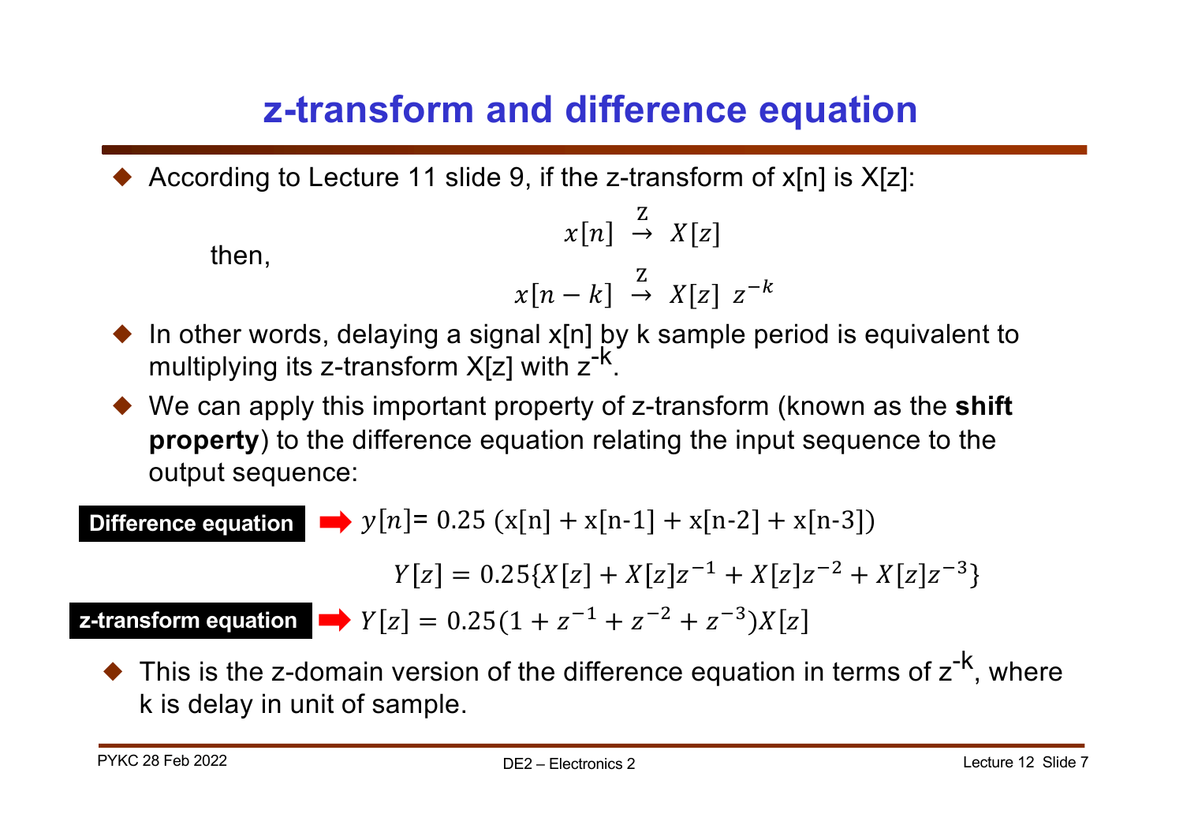# z-transform and difference equation

- According to Lecture 11 slide 9, if the z-transform of x[n] is X[z]:

$$x[n] \overset{Z}{\rightarrow} X[z]$$

then,

$$x[n-k] \overset{Z}{\rightarrow} X[z]\ z^{-k}$$

- In other words, delaying a signal x[n] by k sample period is equivalent to multiplying its z-transform X[z] with $z^{-k}$.
- We can apply this important property of z-transform (known as the **shift property**) to the difference equation relating the input sequence to the output sequence:

**Difference equation** ➡ $y[n] = 0.25\ (x[n] + x[n\text{-}1] + x[n\text{-}2] + x[n\text{-}3])$

$$Y[z] = 0.25\{X[z] + X[z]z^{-1} + X[z]z^{-2} + X[z]z^{-3}\}$$

**z-transform equation** ➡ $Y[z] = 0.25(1 + z^{-1} + z^{-2} + z^{-3})X[z]$

- This is the z-domain version of the difference equation in terms of $z^{-k}$, where k is delay in unit of sample.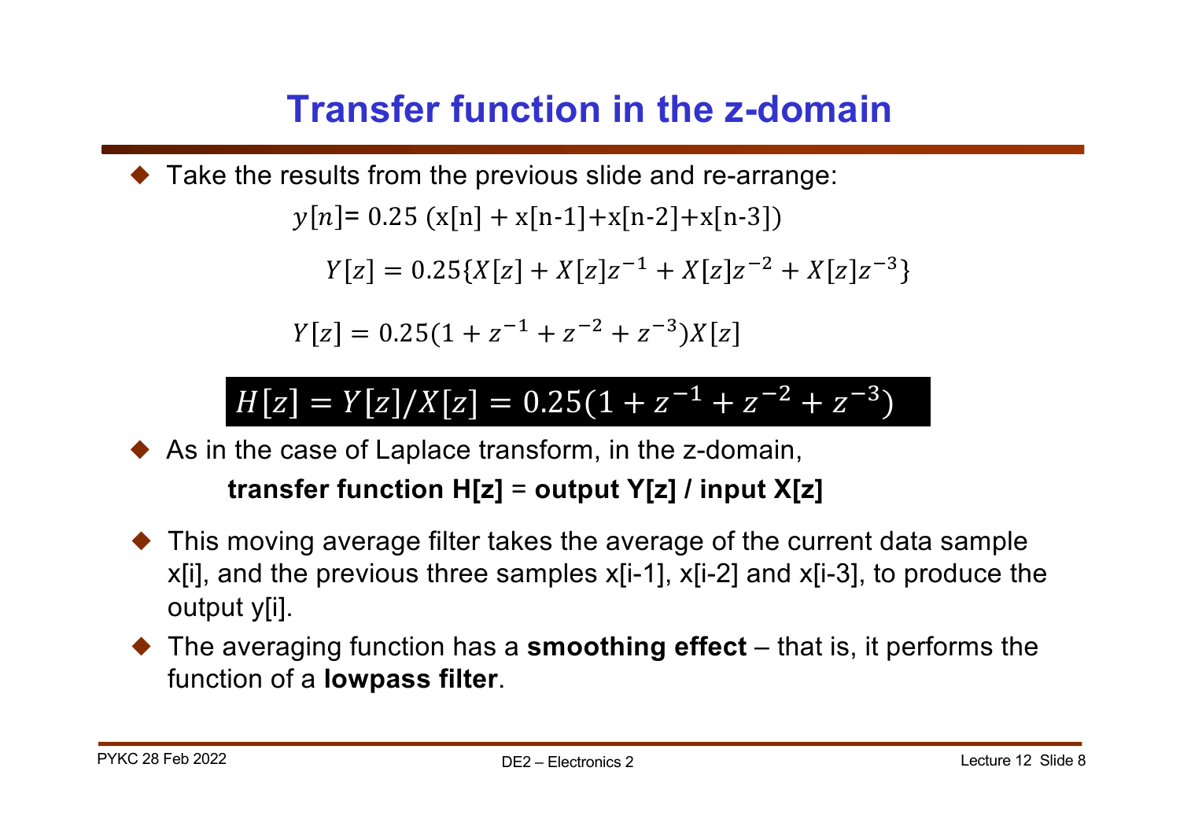# Transfer function in the z-domain

- Take the results from the previous slide and re-arrange:

$$y[n] = 0.25\ (x[n] + x[n\text{-}1] + x[n\text{-}2] + x[n\text{-}3])$$

$$Y[z] = 0.25\{X[z] + X[z]z^{-1} + X[z]z^{-2} + X[z]z^{-3}\}$$

$$Y[z] = 0.25(1 + z^{-1} + z^{-2} + z^{-3})X[z]$$

$$H[z] = Y[z]/X[z] = 0.25(1 + z^{-1} + z^{-2} + z^{-3})$$

- As in the case of Laplace transform, in the z-domain,

  **transfer function H[z]** = **output Y[z] / input X[z]**

- This moving average filter takes the average of the current data sample x[i], and the previous three samples x[i-1], x[i-2] and x[i-3], to produce the output y[i].
- The averaging function has a **smoothing effect** – that is, it performs the function of a **lowpass filter**.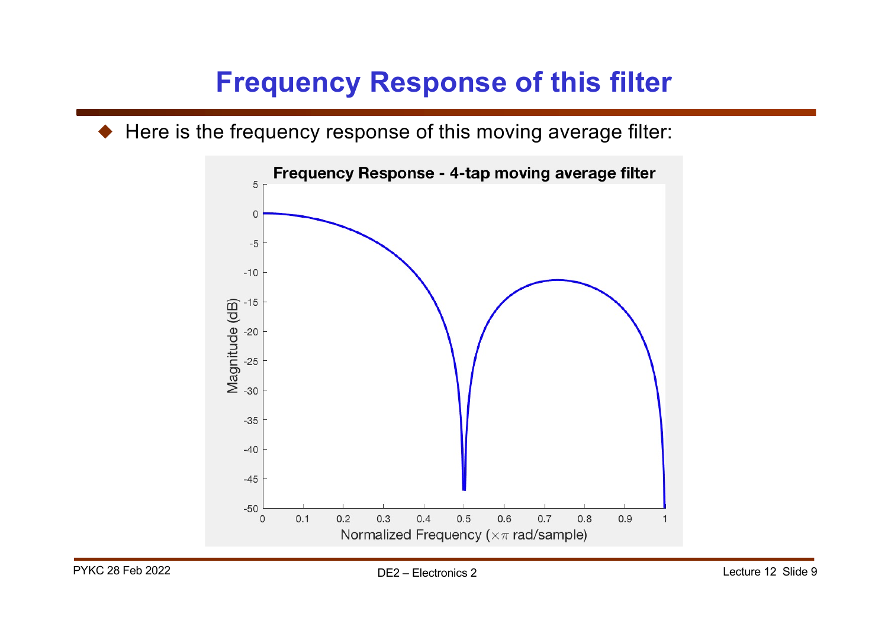# Frequency Response of this filter

- Here is the frequency response of this moving average filter: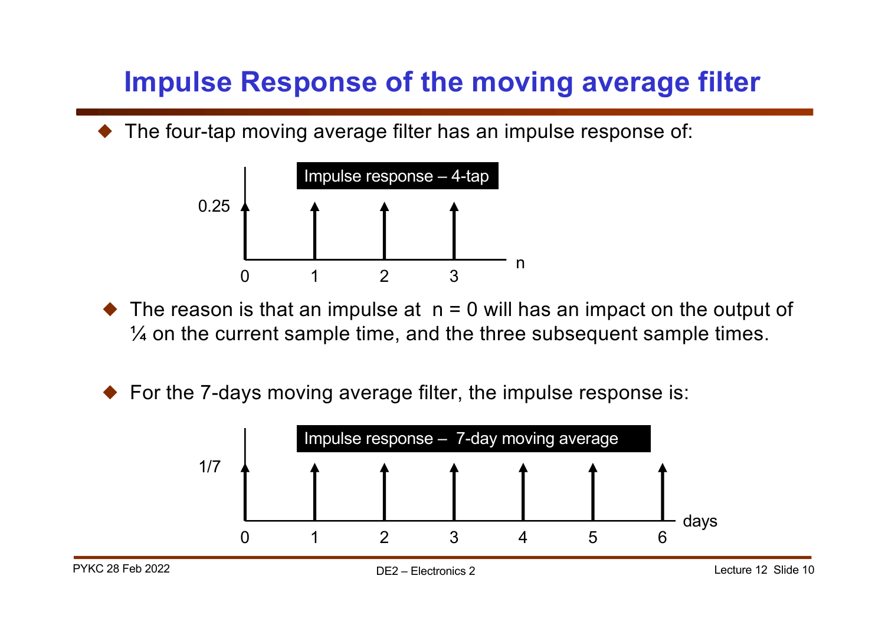# Impulse Response of the moving average filter

- The four-tap moving average filter has an impulse response of:

Impulse response – 4-tap

- The reason is that an impulse at n = 0 will has an impact on the output of ¼ on the current sample time, and the three subsequent sample times.

- For the 7-days moving average filter, the impulse response is:

Impulse response – 7-day moving average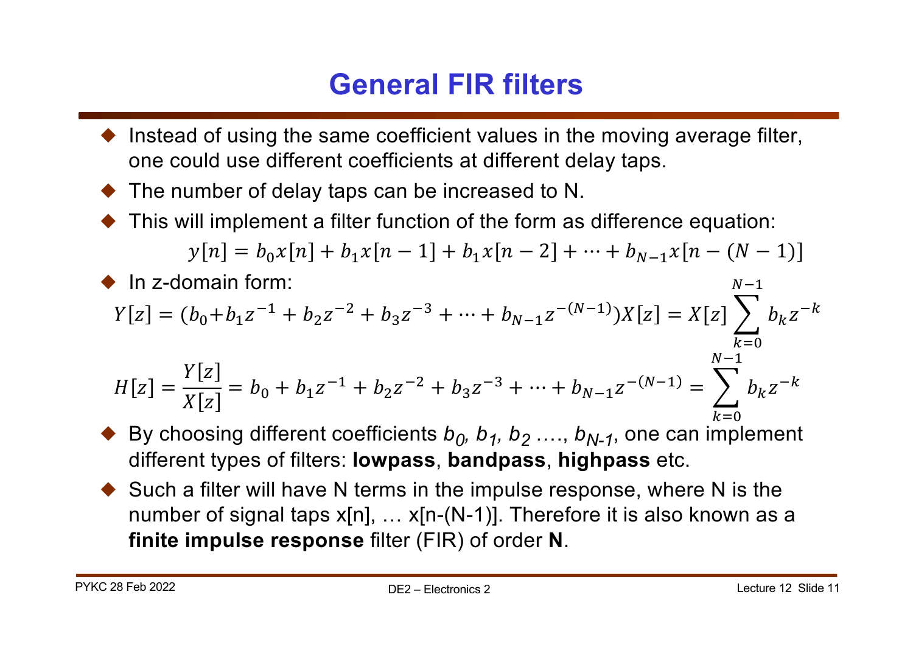# General FIR filters

- Instead of using the same coefficient values in the moving average filter, one could use different coefficients at different delay taps.
- The number of delay taps can be increased to N.
- This will implement a filter function of the form as difference equation:

$$y[n] = b_0 x[n] + b_1 x[n-1] + b_1 x[n-2] + \cdots + b_{N-1} x[n-(N-1)]$$

- In z-domain form:

$$Y[z] = (b_0 + b_1 z^{-1} + b_2 z^{-2} + b_3 z^{-3} + \cdots + b_{N-1} z^{-(N-1)}) X[z] = X[z] \sum_{k=0}^{N-1} b_k z^{-k}$$

$$H[z] = \frac{Y[z]}{X[z]} = b_0 + b_1 z^{-1} + b_2 z^{-2} + b_3 z^{-3} + \cdots + b_{N-1} z^{-(N-1)} = \sum_{k=0}^{N-1} b_k z^{-k}$$

- By choosing different coefficients $b_0, b_1, b_2 \ldots, b_{N-1}$, one can implement different types of filters: **lowpass**, **bandpass**, **highpass** etc.
- Such a filter will have N terms in the impulse response, where N is the number of signal taps x[n], … x[n-(N-1)]. Therefore it is also known as a **finite impulse response** filter (FIR) of order **N**.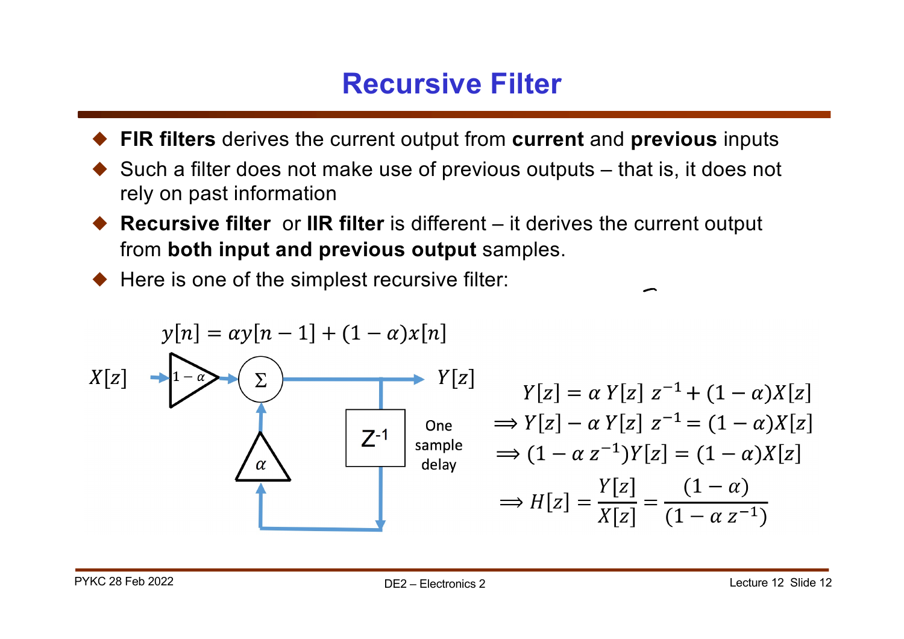# Recursive Filter

- **FIR filters** derives the current output from **current** and **previous** inputs
- Such a filter does not make use of previous outputs – that is, it does not rely on past information
- **Recursive filter** or **IIR filter** is different – it derives the current output from **both input and previous output** samples.
- Here is one of the simplest recursive filter:

$$y[n] = \alpha y[n-1] + (1-\alpha)x[n]$$

$X[z]$ → $1-\alpha$ → $\Sigma$ → $Y[z]$

$Z^{-1}$ One sample delay

$\alpha$

$$Y[z] = \alpha\, Y[z]\, z^{-1} + (1-\alpha)X[z]$$

$$\Rightarrow Y[z] - \alpha\, Y[z]\, z^{-1} = (1-\alpha)X[z]$$

$$\Rightarrow (1-\alpha\, z^{-1})Y[z] = (1-\alpha)X[z]$$

$$\Rightarrow H[z] = \frac{Y[z]}{X[z]} = \frac{(1-\alpha)}{(1-\alpha\, z^{-1})}$$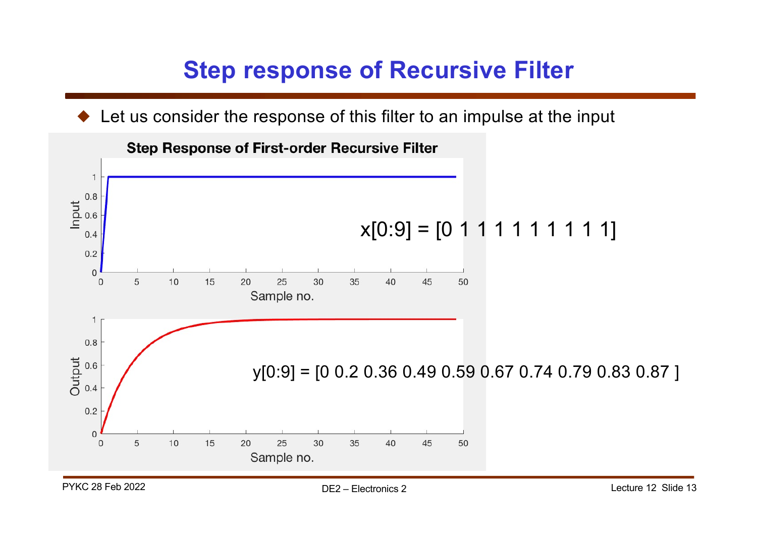# Step response of Recursive Filter

- Let us consider the response of this filter to an impulse at the input

**Step Response of First-order Recursive Filter**

x[0:9] = [0 1 1 1 1 1 1 1 1 1]

y[0:9] = [0 0.2 0.36 0.49 0.59 0.67 0.74 0.79 0.83 0.87 ]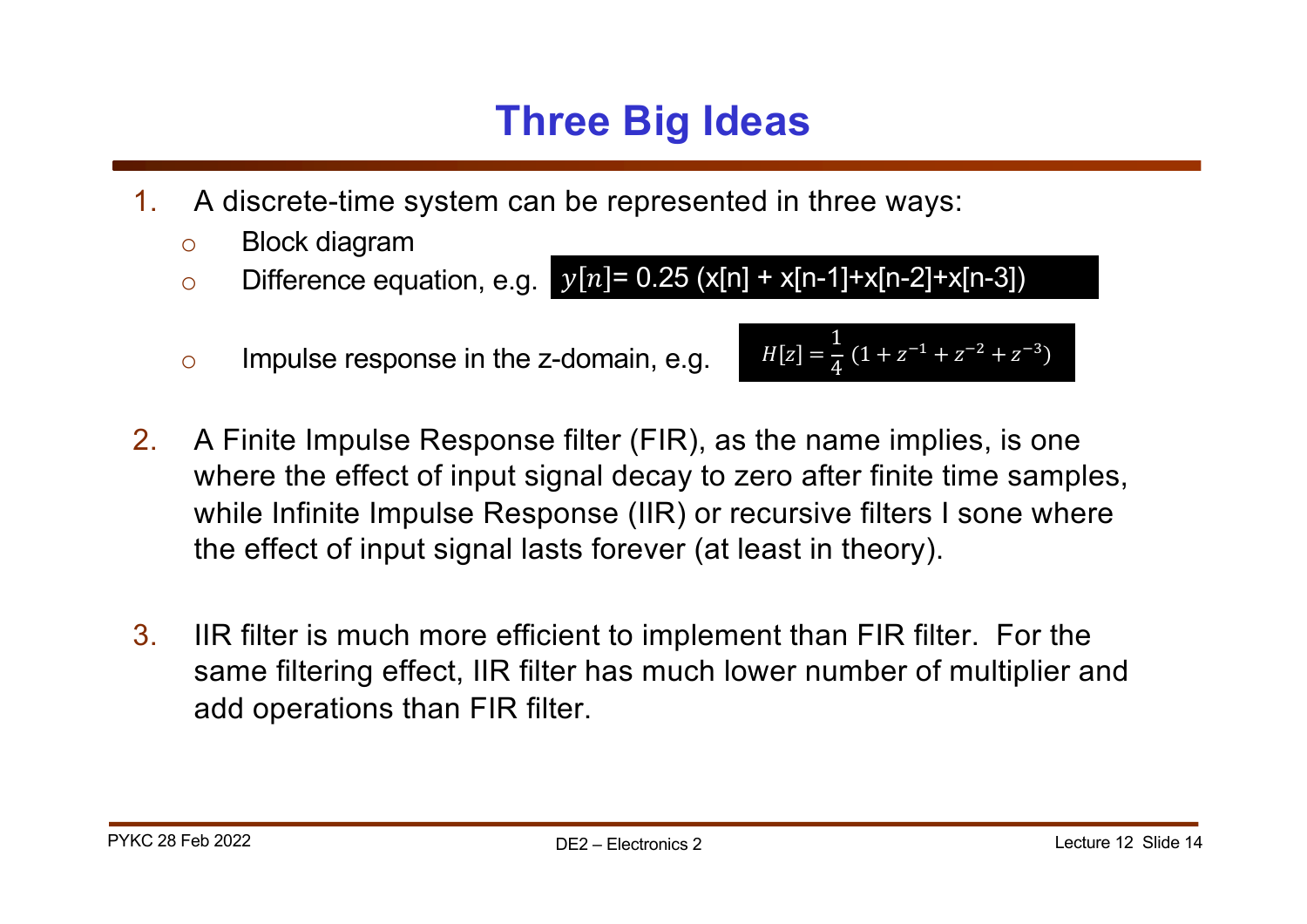# Three Big Ideas

1. A discrete-time system can be represented in three ways:
   - Block diagram
   - Difference equation, e.g. $y[n]$= 0.25 (x[n] + x[n-1]+x[n-2]+x[n-3])
   - Impulse response in the z-domain, e.g. $H[z] = \frac{1}{4}\,(1 + z^{-1} + z^{-2} + z^{-3})$

2. A Finite Impulse Response filter (FIR), as the name implies, is one where the effect of input signal decay to zero after finite time samples, while Infinite Impulse Response (IIR) or recursive filters I sone where the effect of input signal lasts forever (at least in theory).

3. IIR filter is much more efficient to implement than FIR filter. For the same filtering effect, IIR filter has much lower number of multiplier and add operations than FIR filter.